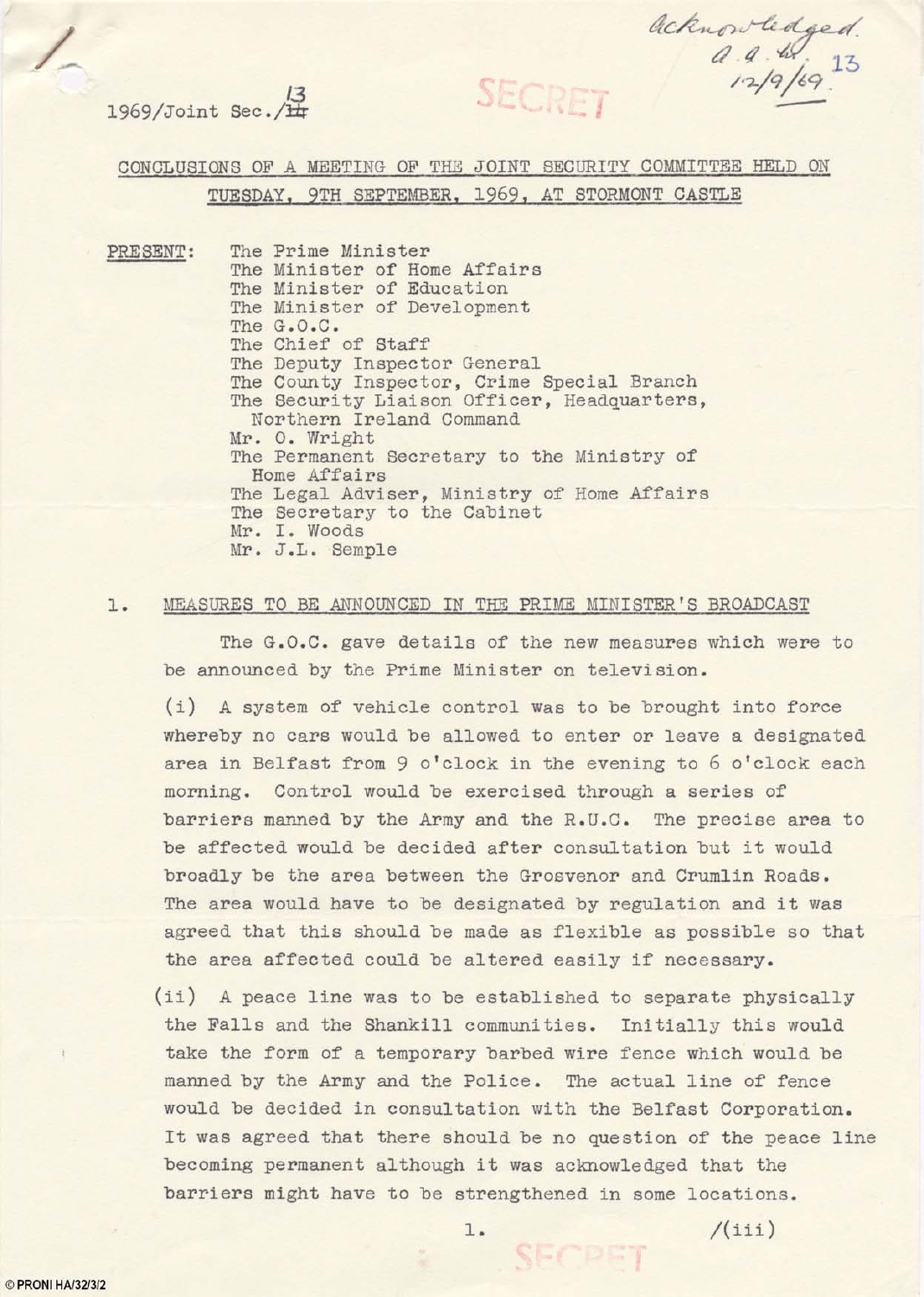1969/Joint Sec./13

SECRET

Acknowledged. A.A.W. 12/9/69. 13

## CONCLUSIONS OF A MEETING OF THE JOINT SECURITY COMMITTEE HELD ON TUESDAY, 9TH SEPTEMBER, 1969, AT STORMONT CASTLE

PRESENT:

The Prime Minister
The Minister of Home Affairs
The Minister of Education
The Minister of Development
The G.O.C.
The Chief of Staff
The Deputy Inspector General
The County Inspector, Crime Special Branch
The Security Liaison Officer, Headquarters, Northern Ireland Command
Mr. O. Wright
The Permanent Secretary to the Ministry of Home Affairs
The Legal Adviser, Ministry of Home Affairs
The Secretary to the Cabinet
Mr. I. Woods
Mr. J.L. Semple

1. MEASURES TO BE ANNOUNCED IN THE PRIME MINISTER'S BROADCAST

The G.O.C. gave details of the new measures which were to be announced by the Prime Minister on television.

(i) A system of vehicle control was to be brought into force whereby no cars would be allowed to enter or leave a designated area in Belfast from 9 o'clock in the evening to 6 o'clock each morning. Control would be exercised through a series of barriers manned by the Army and the R.U.C. The precise area to be affected would be decided after consultation but it would broadly be the area between the Grosvenor and Crumlin Roads. The area would have to be designated by regulation and it was agreed that this should be made as flexible as possible so that the area affected could be altered easily if necessary.

(ii) A peace line was to be established to separate physically the Falls and the Shankill communities. Initially this would take the form of a temporary barbed wire fence which would be manned by the Army and the Police. The actual line of fence would be decided in consultation with the Belfast Corporation. It was agreed that there should be no question of the peace line becoming permanent although it was acknowledged that the barriers might have to be strengthened in some locations.

/(iii)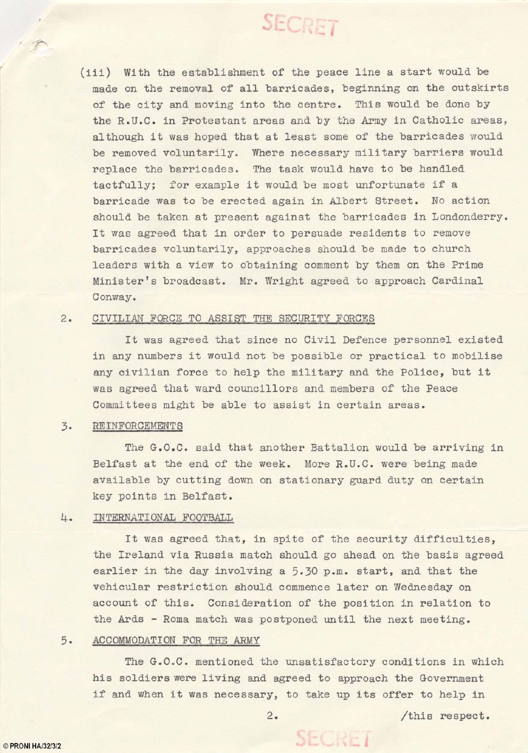SECRET

(iii) With the establishment of the peace line a start would be made on the removal of all barricades, beginning on the outskirts of the city and moving into the centre. This would be done by the R.U.C. in Protestant areas and by the Army in Catholic areas, although it was hoped that at least some of the barricades would be removed voluntarily. Where necessary military barriers would replace the barricades. The task would have to be handled tactfully; for example it would be most unfortunate if a barricade was to be erected again in Albert Street. No action should be taken at present against the barricades in Londonderry. It was agreed that in order to persuade residents to remove barricades voluntarily, approaches should be made to church leaders with a view to obtaining comment by them on the Prime Minister's broadcast. Mr. Wright agreed to approach Cardinal Conway.

2. CIVILIAN FORCE TO ASSIST THE SECURITY FORCES

It was agreed that since no Civil Defence personnel existed in any numbers it would not be possible or practical to mobilise any civilian force to help the military and the Police, but it was agreed that ward councillors and members of the Peace Committees might be able to assist in certain areas.

3. REINFORCEMENTS

The G.O.C. said that another Battalion would be arriving in Belfast at the end of the week. More R.U.C. were being made available by cutting down on stationary guard duty on certain key points in Belfast.

4. INTERNATIONAL FOOTBALL

It was agreed that, in spite of the security difficulties, the Ireland via Russia match should go ahead on the basis agreed earlier in the day involving a 5.30 p.m. start, and that the vehicular restriction should commence later on Wednesday on account of this. Consideration of the position in relation to the Ards - Roma match was postponed until the next meeting.

5. ACCOMMODATION FOR THE ARMY

The G.O.C. mentioned the unsatisfactory conditions in which his soldiers were living and agreed to approach the Government if and when it was necessary, to take up its offer to help in

/this respect.

SECRET

© PRONI HA/32/3/2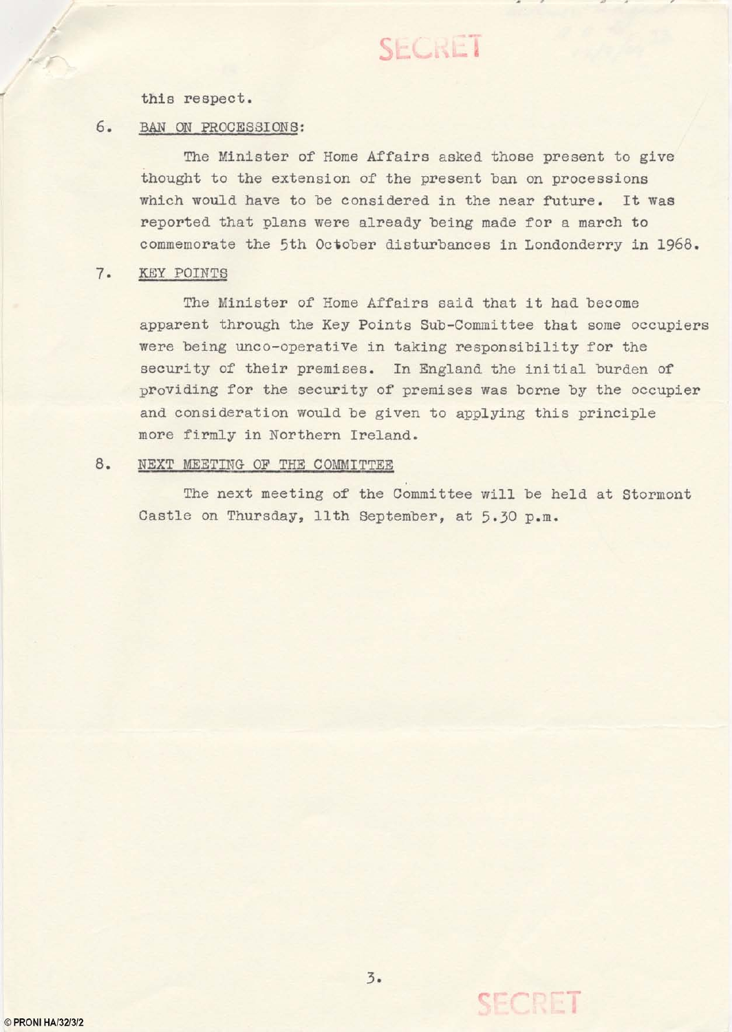SECRET

this respect.

6. BAN ON PROCESSIONS:

The Minister of Home Affairs asked those present to give thought to the extension of the present ban on processions which would have to be considered in the near future. It was reported that plans were already being made for a march to commemorate the 5th October disturbances in Londonderry in 1968.

7. KEY POINTS

The Minister of Home Affairs said that it had become apparent through the Key Points Sub-Committee that some occupiers were being unco-operative in taking responsibility for the security of their premises. In England the initial burden of providing for the security of premises was borne by the occupier and consideration would be given to applying this principle more firmly in Northern Ireland.

8. NEXT MEETING OF THE COMMITTEE

The next meeting of the Committee will be held at Stormont Castle on Thursday, 11th September, at 5.30 p.m.

SECRET

© PRONI HA/32/3/2